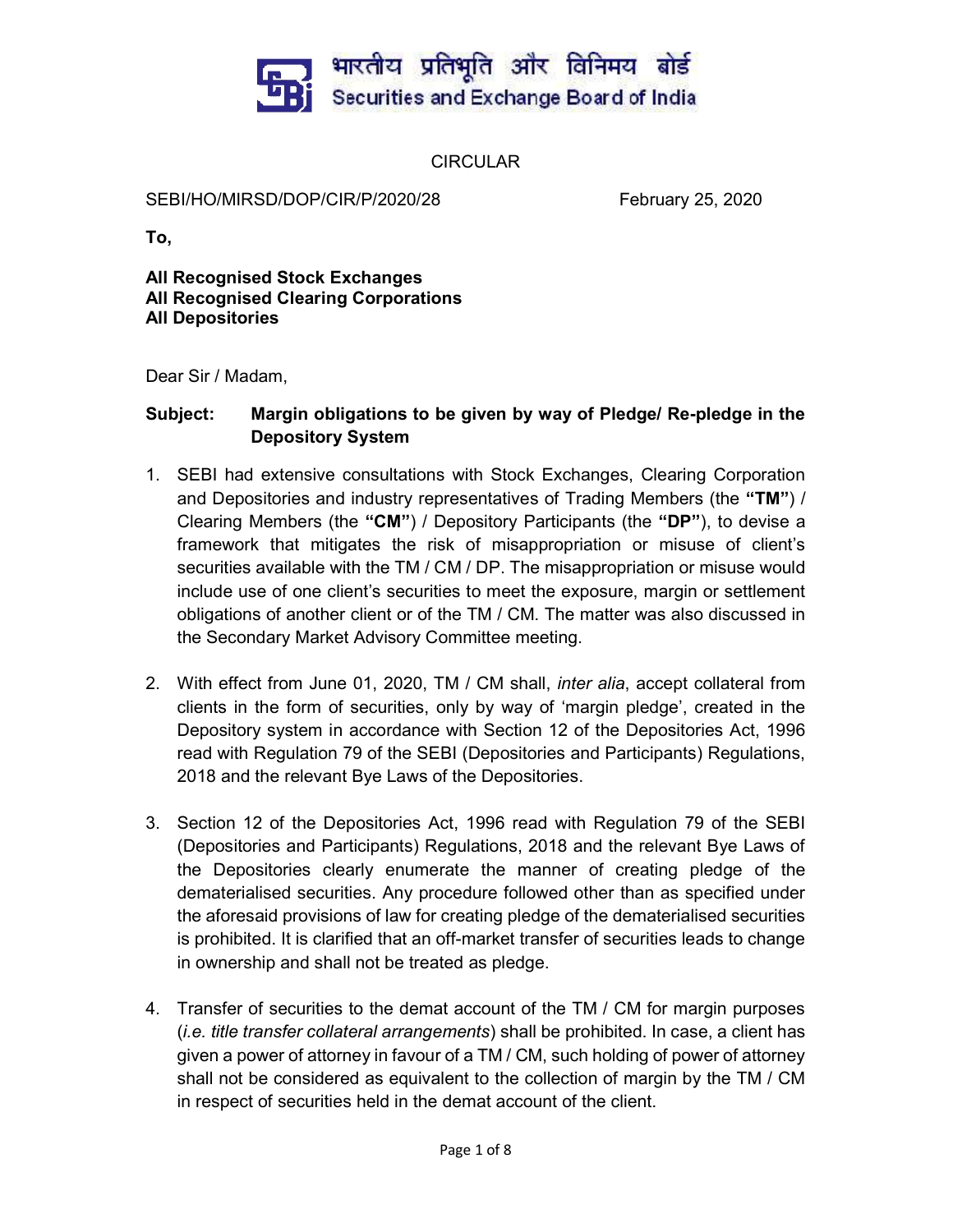भारतीय प्रतिभूति और विनिमय बोर्ड
Securities and Exchange Board of India

# CIRCULAR

SEBI/HO/MIRSD/DOP/CIR/P/2020/28 February 25, 2020

**To,**

**All Recognised Stock Exchanges**
**All Recognised Clearing Corporations**
**All Depositories**

Dear Sir / Madam,

**Subject: Margin obligations to be given by way of Pledge/ Re-pledge in the Depository System**

1. SEBI had extensive consultations with Stock Exchanges, Clearing Corporation and Depositories and industry representatives of Trading Members (the **"TM"**) / Clearing Members (the **"CM"**) / Depository Participants (the **"DP"**), to devise a framework that mitigates the risk of misappropriation or misuse of client's securities available with the TM / CM / DP. The misappropriation or misuse would include use of one client's securities to meet the exposure, margin or settlement obligations of another client or of the TM / CM. The matter was also discussed in the Secondary Market Advisory Committee meeting.

2. With effect from June 01, 2020, TM / CM shall, *inter alia*, accept collateral from clients in the form of securities, only by way of 'margin pledge', created in the Depository system in accordance with Section 12 of the Depositories Act, 1996 read with Regulation 79 of the SEBI (Depositories and Participants) Regulations, 2018 and the relevant Bye Laws of the Depositories.

3. Section 12 of the Depositories Act, 1996 read with Regulation 79 of the SEBI (Depositories and Participants) Regulations, 2018 and the relevant Bye Laws of the Depositories clearly enumerate the manner of creating pledge of the dematerialised securities. Any procedure followed other than as specified under the aforesaid provisions of law for creating pledge of the dematerialised securities is prohibited. It is clarified that an off-market transfer of securities leads to change in ownership and shall not be treated as pledge.

4. Transfer of securities to the demat account of the TM / CM for margin purposes (*i.e. title transfer collateral arrangements*) shall be prohibited. In case, a client has given a power of attorney in favour of a TM / CM, such holding of power of attorney shall not be considered as equivalent to the collection of margin by the TM / CM in respect of securities held in the demat account of the client.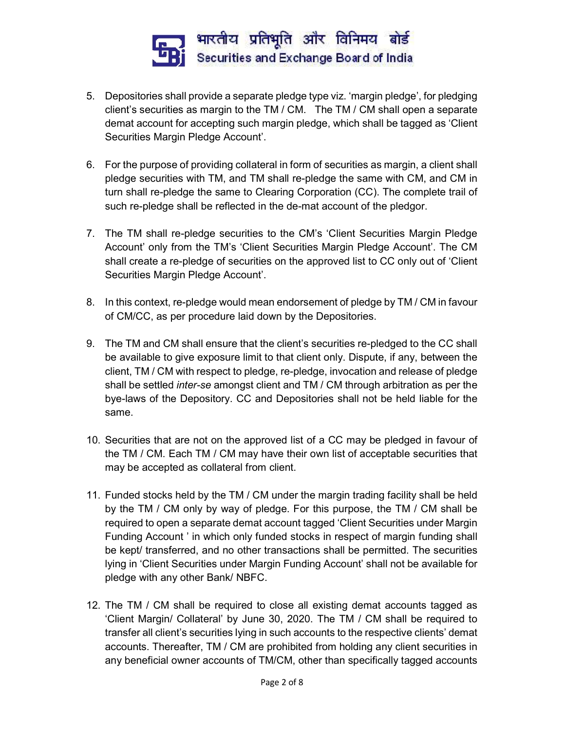5. Depositories shall provide a separate pledge type viz. 'margin pledge', for pledging client's securities as margin to the TM / CM. The TM / CM shall open a separate demat account for accepting such margin pledge, which shall be tagged as 'Client Securities Margin Pledge Account'.

6. For the purpose of providing collateral in form of securities as margin, a client shall pledge securities with TM, and TM shall re-pledge the same with CM, and CM in turn shall re-pledge the same to Clearing Corporation (CC). The complete trail of such re-pledge shall be reflected in the de-mat account of the pledgor.

7. The TM shall re-pledge securities to the CM's 'Client Securities Margin Pledge Account' only from the TM's 'Client Securities Margin Pledge Account'. The CM shall create a re-pledge of securities on the approved list to CC only out of 'Client Securities Margin Pledge Account'.

8. In this context, re-pledge would mean endorsement of pledge by TM / CM in favour of CM/CC, as per procedure laid down by the Depositories.

9. The TM and CM shall ensure that the client's securities re-pledged to the CC shall be available to give exposure limit to that client only. Dispute, if any, between the client, TM / CM with respect to pledge, re-pledge, invocation and release of pledge shall be settled *inter-se* amongst client and TM / CM through arbitration as per the bye-laws of the Depository. CC and Depositories shall not be held liable for the same.

10. Securities that are not on the approved list of a CC may be pledged in favour of the TM / CM. Each TM / CM may have their own list of acceptable securities that may be accepted as collateral from client.

11. Funded stocks held by the TM / CM under the margin trading facility shall be held by the TM / CM only by way of pledge. For this purpose, the TM / CM shall be required to open a separate demat account tagged 'Client Securities under Margin Funding Account ' in which only funded stocks in respect of margin funding shall be kept/ transferred, and no other transactions shall be permitted. The securities lying in 'Client Securities under Margin Funding Account' shall not be available for pledge with any other Bank/ NBFC.

12. The TM / CM shall be required to close all existing demat accounts tagged as 'Client Margin/ Collateral' by June 30, 2020. The TM / CM shall be required to transfer all client's securities lying in such accounts to the respective clients' demat accounts. Thereafter, TM / CM are prohibited from holding any client securities in any beneficial owner accounts of TM/CM, other than specifically tagged accounts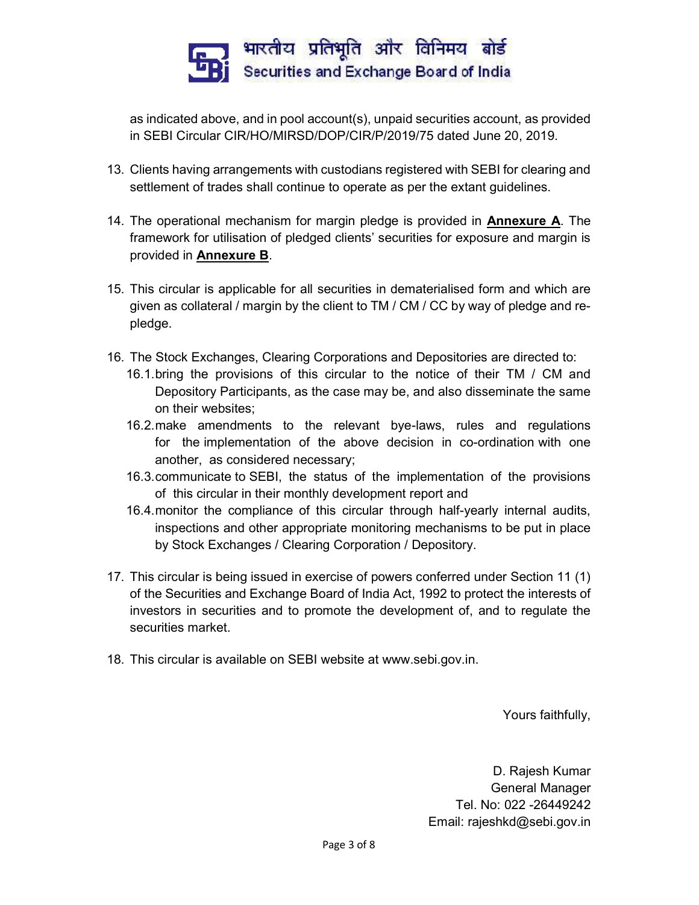as indicated above, and in pool account(s), unpaid securities account, as provided in SEBI Circular CIR/HO/MIRSD/DOP/CIR/P/2019/75 dated June 20, 2019.

13. Clients having arrangements with custodians registered with SEBI for clearing and settlement of trades shall continue to operate as per the extant guidelines.

14. The operational mechanism for margin pledge is provided in **Annexure A**. The framework for utilisation of pledged clients' securities for exposure and margin is provided in **Annexure B**.

15. This circular is applicable for all securities in dematerialised form and which are given as collateral / margin by the client to TM / CM / CC by way of pledge and re-pledge.

16. The Stock Exchanges, Clearing Corporations and Depositories are directed to:
    16.1. bring the provisions of this circular to the notice of their TM / CM and Depository Participants, as the case may be, and also disseminate the same on their websites;
    16.2. make amendments to the relevant bye-laws, rules and regulations for the implementation of the above decision in co-ordination with one another, as considered necessary;
    16.3. communicate to SEBI, the status of the implementation of the provisions of this circular in their monthly development report and
    16.4. monitor the compliance of this circular through half-yearly internal audits, inspections and other appropriate monitoring mechanisms to be put in place by Stock Exchanges / Clearing Corporation / Depository.

17. This circular is being issued in exercise of powers conferred under Section 11 (1) of the Securities and Exchange Board of India Act, 1992 to protect the interests of investors in securities and to promote the development of, and to regulate the securities market.

18. This circular is available on SEBI website at www.sebi.gov.in.

Yours faithfully,

D. Rajesh Kumar
General Manager
Tel. No: 022 -26449242
Email: rajeshkd@sebi.gov.in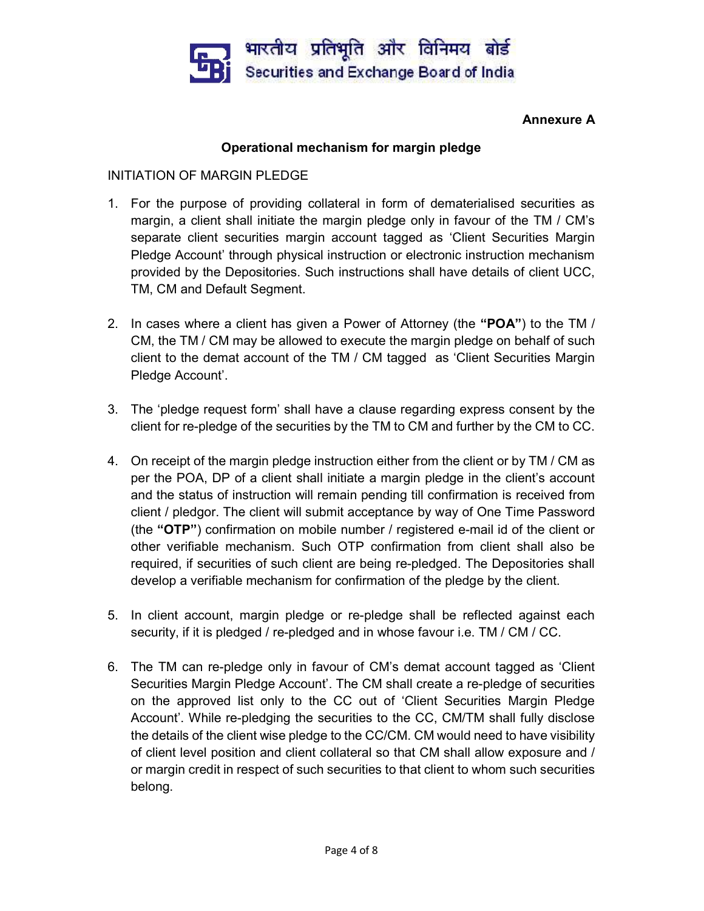**Annexure A**

## Operational mechanism for margin pledge

INITIATION OF MARGIN PLEDGE

1. For the purpose of providing collateral in form of dematerialised securities as margin, a client shall initiate the margin pledge only in favour of the TM / CM's separate client securities margin account tagged as 'Client Securities Margin Pledge Account' through physical instruction or electronic instruction mechanism provided by the Depositories. Such instructions shall have details of client UCC, TM, CM and Default Segment.

2. In cases where a client has given a Power of Attorney (the **"POA"**) to the TM / CM, the TM / CM may be allowed to execute the margin pledge on behalf of such client to the demat account of the TM / CM tagged as 'Client Securities Margin Pledge Account'.

3. The 'pledge request form' shall have a clause regarding express consent by the client for re-pledge of the securities by the TM to CM and further by the CM to CC.

4. On receipt of the margin pledge instruction either from the client or by TM / CM as per the POA, DP of a client shall initiate a margin pledge in the client's account and the status of instruction will remain pending till confirmation is received from client / pledgor. The client will submit acceptance by way of One Time Password (the **"OTP"**) confirmation on mobile number / registered e-mail id of the client or other verifiable mechanism. Such OTP confirmation from client shall also be required, if securities of such client are being re-pledged. The Depositories shall develop a verifiable mechanism for confirmation of the pledge by the client.

5. In client account, margin pledge or re-pledge shall be reflected against each security, if it is pledged / re-pledged and in whose favour i.e. TM / CM / CC.

6. The TM can re-pledge only in favour of CM's demat account tagged as 'Client Securities Margin Pledge Account'. The CM shall create a re-pledge of securities on the approved list only to the CC out of 'Client Securities Margin Pledge Account'. While re-pledging the securities to the CC, CM/TM shall fully disclose the details of the client wise pledge to the CC/CM. CM would need to have visibility of client level position and client collateral so that CM shall allow exposure and / or margin credit in respect of such securities to that client to whom such securities belong.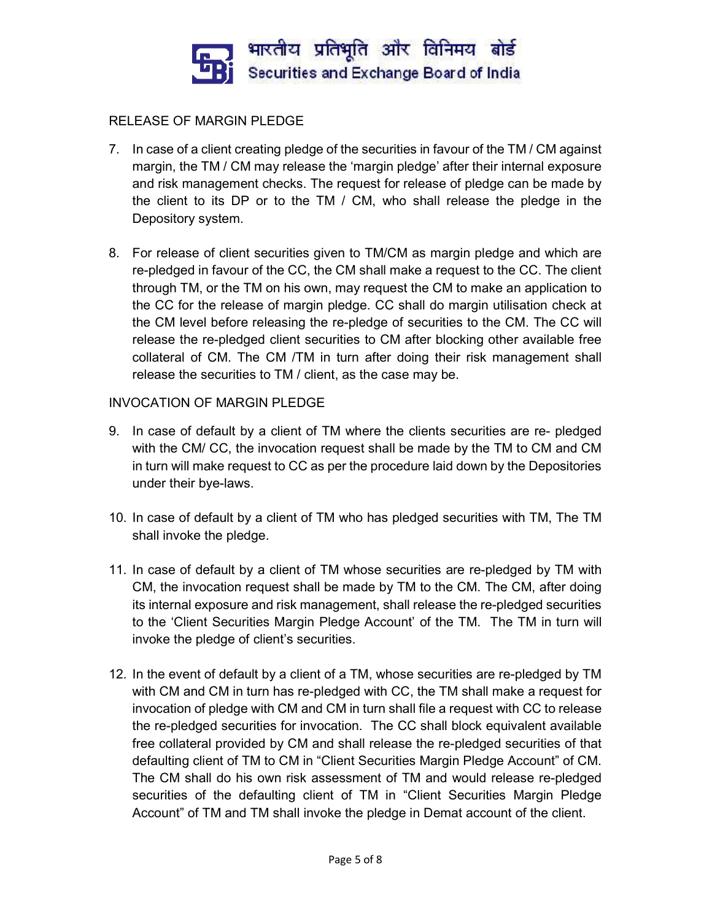RELEASE OF MARGIN PLEDGE

7. In case of a client creating pledge of the securities in favour of the TM / CM against margin, the TM / CM may release the 'margin pledge' after their internal exposure and risk management checks. The request for release of pledge can be made by the client to its DP or to the TM / CM, who shall release the pledge in the Depository system.

8. For release of client securities given to TM/CM as margin pledge and which are re-pledged in favour of the CC, the CM shall make a request to the CC. The client through TM, or the TM on his own, may request the CM to make an application to the CC for the release of margin pledge. CC shall do margin utilisation check at the CM level before releasing the re-pledge of securities to the CM. The CC will release the re-pledged client securities to CM after blocking other available free collateral of CM. The CM /TM in turn after doing their risk management shall release the securities to TM / client, as the case may be.

INVOCATION OF MARGIN PLEDGE

9. In case of default by a client of TM where the clients securities are re- pledged with the CM/ CC, the invocation request shall be made by the TM to CM and CM in turn will make request to CC as per the procedure laid down by the Depositories under their bye-laws.

10. In case of default by a client of TM who has pledged securities with TM, The TM shall invoke the pledge.

11. In case of default by a client of TM whose securities are re-pledged by TM with CM, the invocation request shall be made by TM to the CM. The CM, after doing its internal exposure and risk management, shall release the re-pledged securities to the 'Client Securities Margin Pledge Account' of the TM. The TM in turn will invoke the pledge of client's securities.

12. In the event of default by a client of a TM, whose securities are re-pledged by TM with CM and CM in turn has re-pledged with CC, the TM shall make a request for invocation of pledge with CM and CM in turn shall file a request with CC to release the re-pledged securities for invocation. The CC shall block equivalent available free collateral provided by CM and shall release the re-pledged securities of that defaulting client of TM to CM in "Client Securities Margin Pledge Account" of CM. The CM shall do his own risk assessment of TM and would release re-pledged securities of the defaulting client of TM in "Client Securities Margin Pledge Account" of TM and TM shall invoke the pledge in Demat account of the client.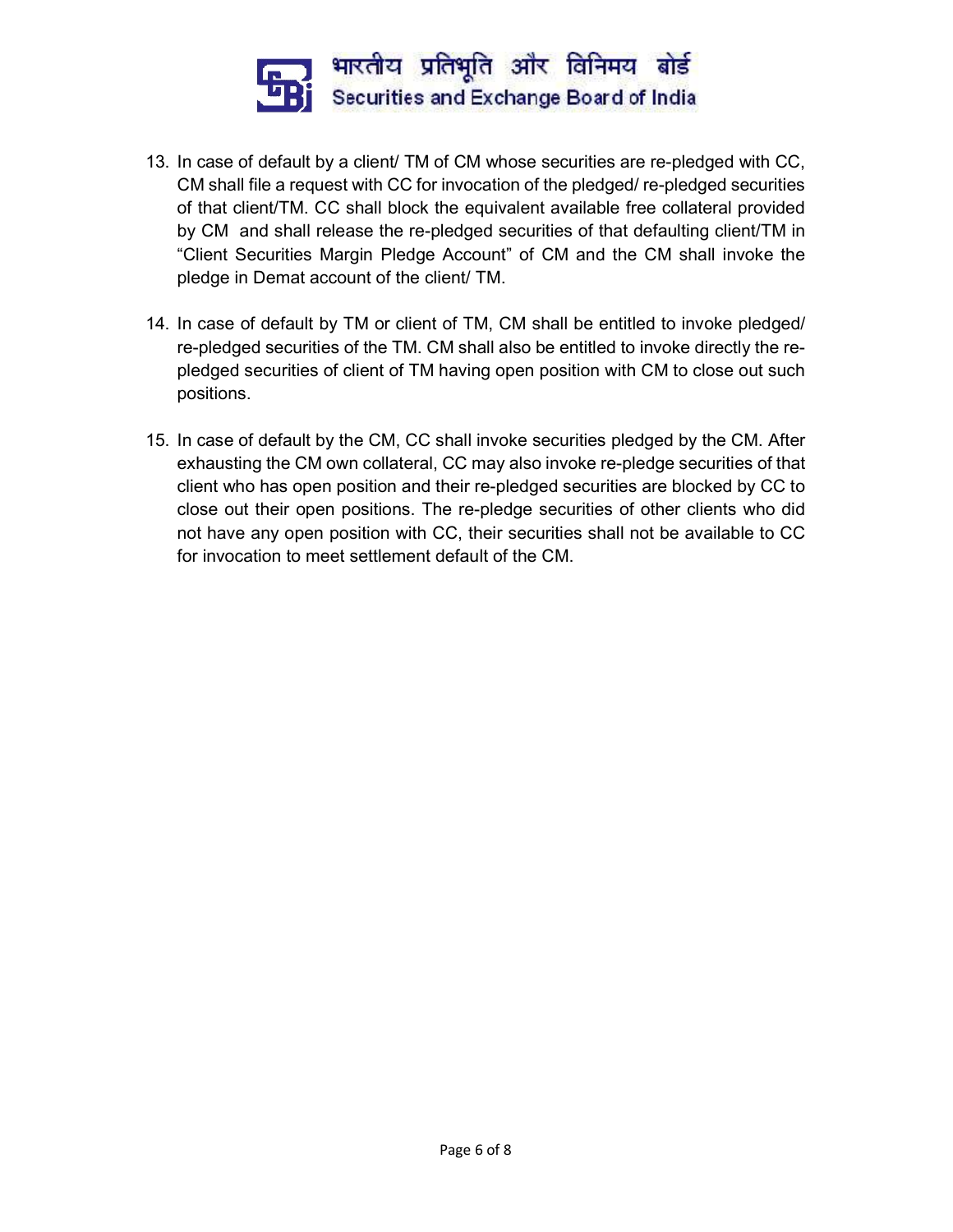13. In case of default by a client/ TM of CM whose securities are re-pledged with CC, CM shall file a request with CC for invocation of the pledged/ re-pledged securities of that client/TM. CC shall block the equivalent available free collateral provided by CM and shall release the re-pledged securities of that defaulting client/TM in "Client Securities Margin Pledge Account" of CM and the CM shall invoke the pledge in Demat account of the client/ TM.

14. In case of default by TM or client of TM, CM shall be entitled to invoke pledged/ re-pledged securities of the TM. CM shall also be entitled to invoke directly the re-pledged securities of client of TM having open position with CM to close out such positions.

15. In case of default by the CM, CC shall invoke securities pledged by the CM. After exhausting the CM own collateral, CC may also invoke re-pledge securities of that client who has open position and their re-pledged securities are blocked by CC to close out their open positions. The re-pledge securities of other clients who did not have any open position with CC, their securities shall not be available to CC for invocation to meet settlement default of the CM.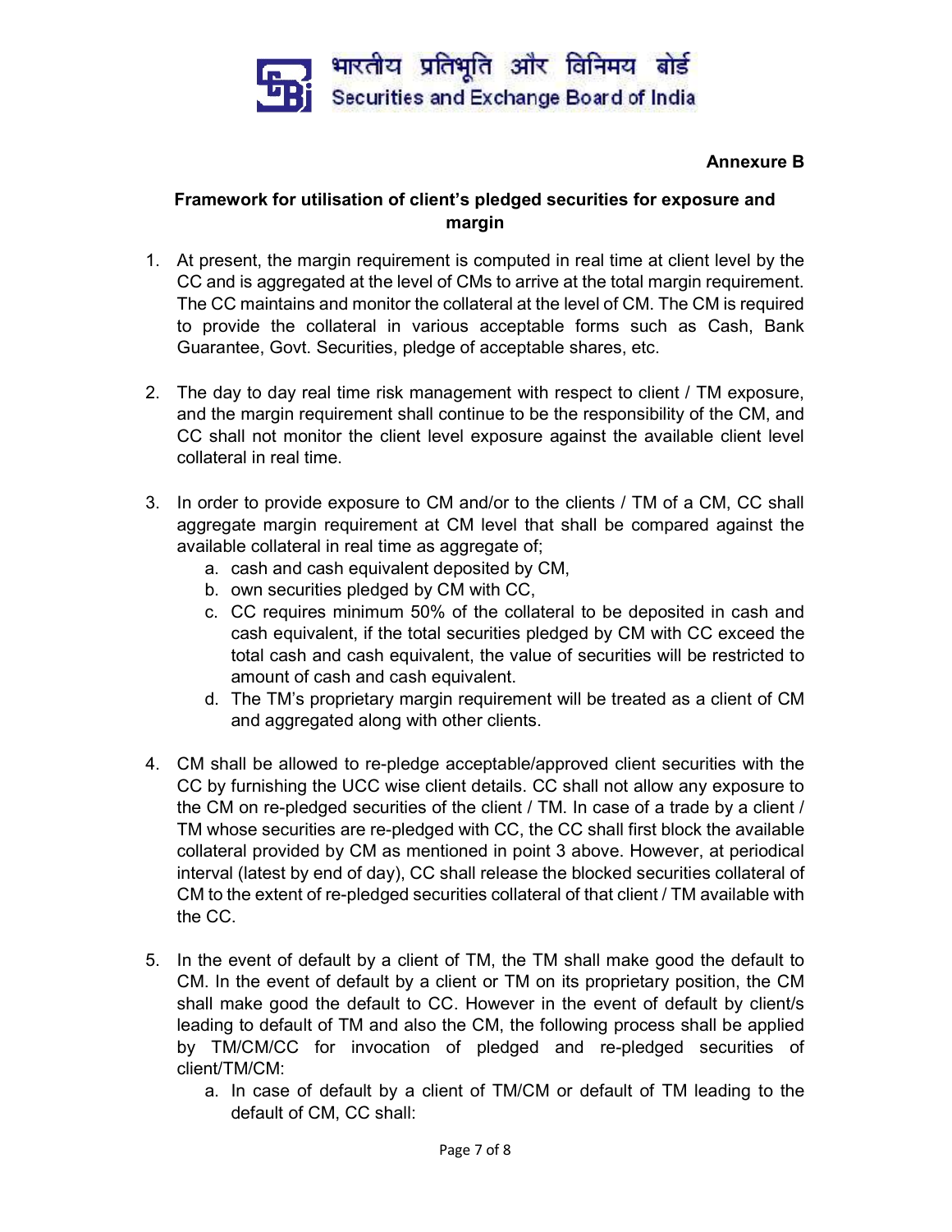**Annexure B**

**Framework for utilisation of client's pledged securities for exposure and margin**

1. At present, the margin requirement is computed in real time at client level by the CC and is aggregated at the level of CMs to arrive at the total margin requirement. The CC maintains and monitor the collateral at the level of CM. The CM is required to provide the collateral in various acceptable forms such as Cash, Bank Guarantee, Govt. Securities, pledge of acceptable shares, etc.

2. The day to day real time risk management with respect to client / TM exposure, and the margin requirement shall continue to be the responsibility of the CM, and CC shall not monitor the client level exposure against the available client level collateral in real time.

3. In order to provide exposure to CM and/or to the clients / TM of a CM, CC shall aggregate margin requirement at CM level that shall be compared against the available collateral in real time as aggregate of;
    a. cash and cash equivalent deposited by CM,
    b. own securities pledged by CM with CC,
    c. CC requires minimum 50% of the collateral to be deposited in cash and cash equivalent, if the total securities pledged by CM with CC exceed the total cash and cash equivalent, the value of securities will be restricted to amount of cash and cash equivalent.
    d. The TM's proprietary margin requirement will be treated as a client of CM and aggregated along with other clients.

4. CM shall be allowed to re-pledge acceptable/approved client securities with the CC by furnishing the UCC wise client details. CC shall not allow any exposure to the CM on re-pledged securities of the client / TM. In case of a trade by a client / TM whose securities are re-pledged with CC, the CC shall first block the available collateral provided by CM as mentioned in point 3 above. However, at periodical interval (latest by end of day), CC shall release the blocked securities collateral of CM to the extent of re-pledged securities collateral of that client / TM available with the CC.

5. In the event of default by a client of TM, the TM shall make good the default to CM. In the event of default by a client or TM on its proprietary position, the CM shall make good the default to CC. However in the event of default by client/s leading to default of TM and also the CM, the following process shall be applied by TM/CM/CC for invocation of pledged and re-pledged securities of client/TM/CM:
    a. In case of default by a client of TM/CM or default of TM leading to the default of CM, CC shall: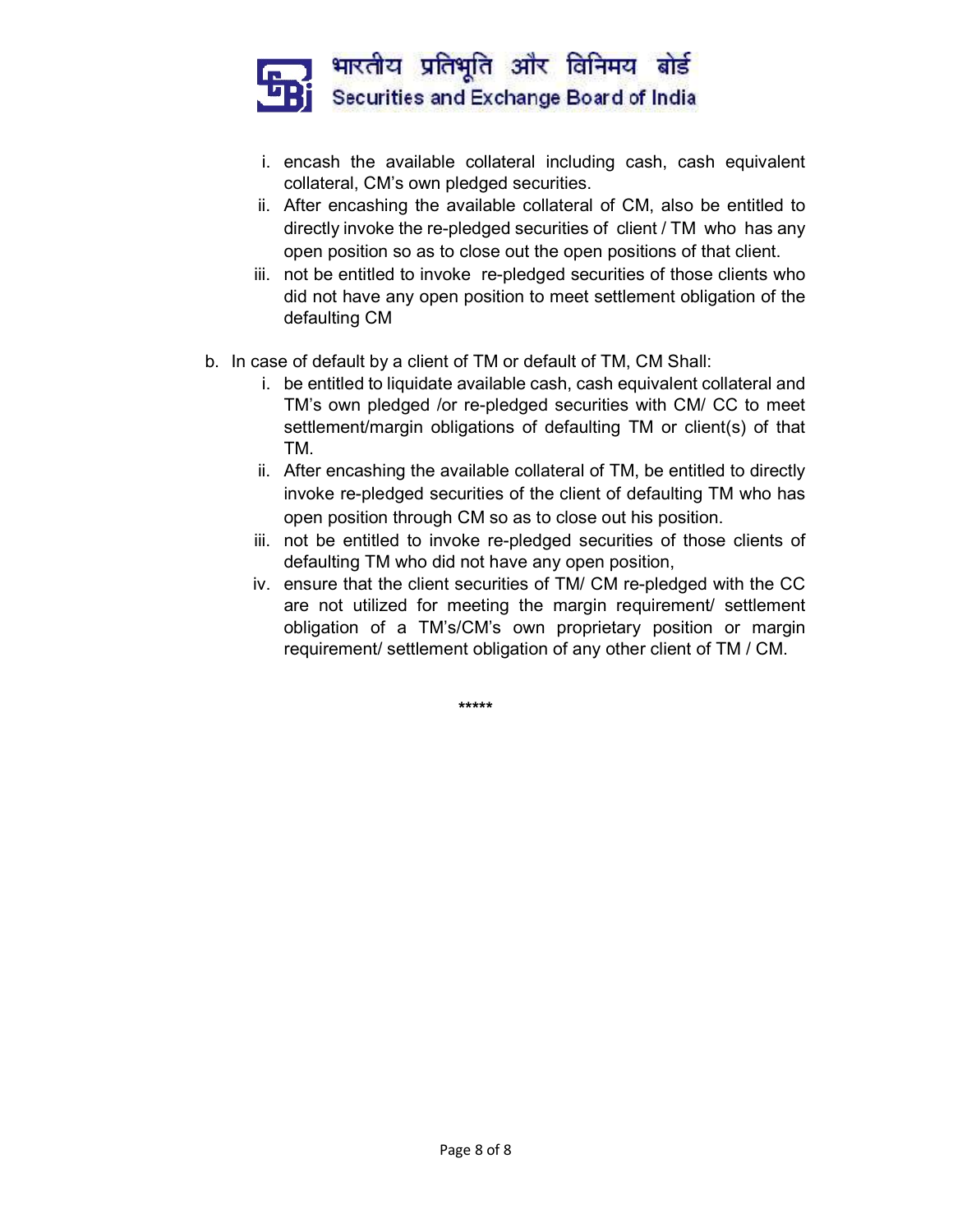i. encash the available collateral including cash, cash equivalent collateral, CM's own pledged securities.
   ii. After encashing the available collateral of CM, also be entitled to directly invoke the re-pledged securities of client / TM who has any open position so as to close out the open positions of that client.
   iii. not be entitled to invoke re-pledged securities of those clients who did not have any open position to meet settlement obligation of the defaulting CM

b. In case of default by a client of TM or default of TM, CM Shall:
   i. be entitled to liquidate available cash, cash equivalent collateral and TM's own pledged /or re-pledged securities with CM/ CC to meet settlement/margin obligations of defaulting TM or client(s) of that TM.
   ii. After encashing the available collateral of TM, be entitled to directly invoke re-pledged securities of the client of defaulting TM who has open position through CM so as to close out his position.
   iii. not be entitled to invoke re-pledged securities of those clients of defaulting TM who did not have any open position,
   iv. ensure that the client securities of TM/ CM re-pledged with the CC are not utilized for meeting the margin requirement/ settlement obligation of a TM's/CM's own proprietary position or margin requirement/ settlement obligation of any other client of TM / CM.

*****